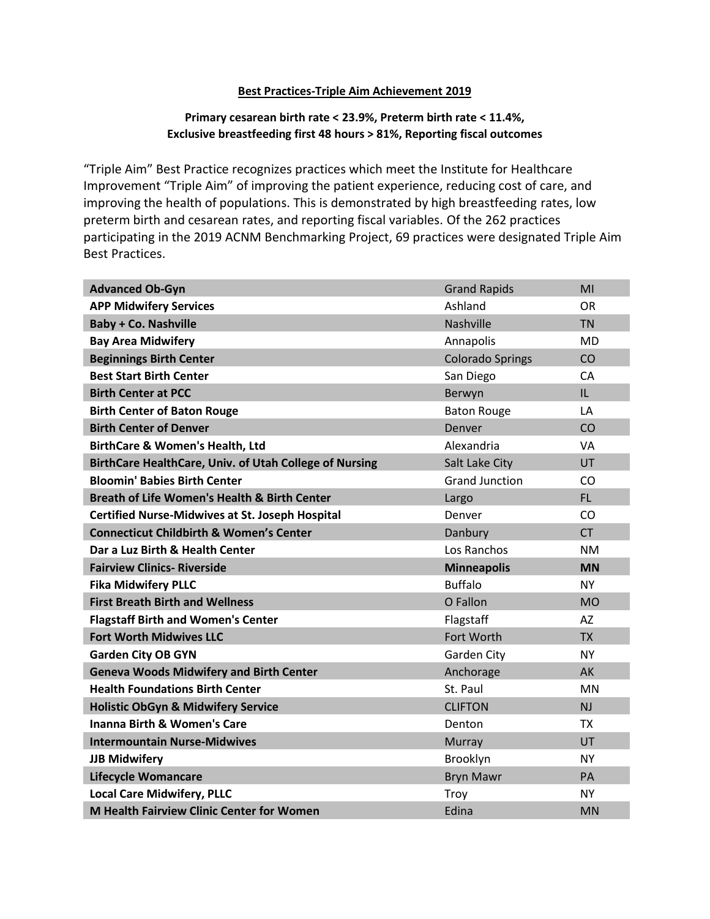## Best Practices-Triple Aim Achievement 2019

**Primary cesarean birth rate < 23.9%, Preterm birth rate < 11.4%, Exclusive breastfeeding first 48 hours > 81%, Reporting fiscal outcomes**

"Triple Aim" Best Practice recognizes practices which meet the Institute for Healthcare Improvement "Triple Aim" of improving the patient experience, reducing cost of care, and improving the health of populations. This is demonstrated by high breastfeeding rates, low preterm birth and cesarean rates, and reporting fiscal variables. Of the 262 practices participating in the 2019 ACNM Benchmarking Project, 69 practices were designated Triple Aim Best Practices.

| Practice | City | State |
|---|---|---|
| **Advanced Ob-Gyn** | Grand Rapids | MI |
| **APP Midwifery Services** | Ashland | OR |
| **Baby + Co. Nashville** | Nashville | TN |
| **Bay Area Midwifery** | Annapolis | MD |
| **Beginnings Birth Center** | Colorado Springs | CO |
| **Best Start Birth Center** | San Diego | CA |
| **Birth Center at PCC** | Berwyn | IL |
| **Birth Center of Baton Rouge** | Baton Rouge | LA |
| **Birth Center of Denver** | Denver | CO |
| **BirthCare & Women's Health, Ltd** | Alexandria | VA |
| **BirthCare HealthCare, Univ. of Utah College of Nursing** | Salt Lake City | UT |
| **Bloomin' Babies Birth Center** | Grand Junction | CO |
| **Breath of Life Women's Health & Birth Center** | Largo | FL |
| **Certified Nurse-Midwives at St. Joseph Hospital** | Denver | CO |
| **Connecticut Childbirth & Women's Center** | Danbury | CT |
| **Dar a Luz Birth & Health Center** | Los Ranchos | NM |
| **Fairview Clinics- Riverside** | **Minneapolis** | **MN** |
| **Fika Midwifery PLLC** | Buffalo | NY |
| **First Breath Birth and Wellness** | O Fallon | MO |
| **Flagstaff Birth and Women's Center** | Flagstaff | AZ |
| **Fort Worth Midwives LLC** | Fort Worth | TX |
| **Garden City OB GYN** | Garden City | NY |
| **Geneva Woods Midwifery and Birth Center** | Anchorage | AK |
| **Health Foundations Birth Center** | St. Paul | MN |
| **Holistic ObGyn & Midwifery Service** | CLIFTON | NJ |
| **Inanna Birth & Women's Care** | Denton | TX |
| **Intermountain Nurse-Midwives** | Murray | UT |
| **JJB Midwifery** | Brooklyn | NY |
| **Lifecycle Womancare** | Bryn Mawr | PA |
| **Local Care Midwifery, PLLC** | Troy | NY |
| **M Health Fairview Clinic Center for Women** | Edina | MN |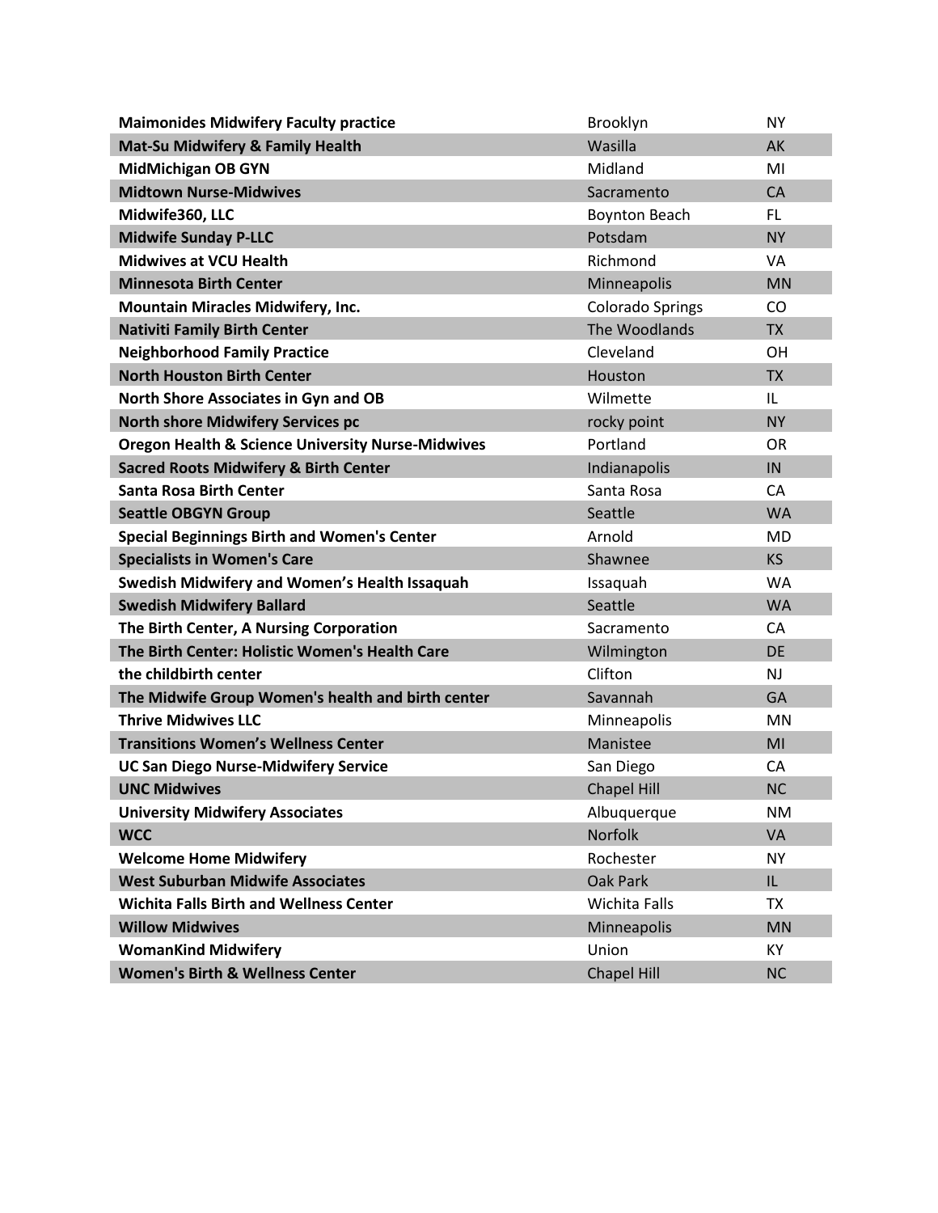| | | |
|---|---|---|
| **Maimonides Midwifery Faculty practice** | Brooklyn | NY |
| **Mat-Su Midwifery & Family Health** | Wasilla | AK |
| **MidMichigan OB GYN** | Midland | MI |
| **Midtown Nurse-Midwives** | Sacramento | CA |
| **Midwife360, LLC** | Boynton Beach | FL |
| **Midwife Sunday P-LLC** | Potsdam | NY |
| **Midwives at VCU Health** | Richmond | VA |
| **Minnesota Birth Center** | Minneapolis | MN |
| **Mountain Miracles Midwifery, Inc.** | Colorado Springs | CO |
| **Nativiti Family Birth Center** | The Woodlands | TX |
| **Neighborhood Family Practice** | Cleveland | OH |
| **North Houston Birth Center** | Houston | TX |
| **North Shore Associates in Gyn and OB** | Wilmette | IL |
| **North shore Midwifery Services pc** | rocky point | NY |
| **Oregon Health & Science University Nurse-Midwives** | Portland | OR |
| **Sacred Roots Midwifery & Birth Center** | Indianapolis | IN |
| **Santa Rosa Birth Center** | Santa Rosa | CA |
| **Seattle OBGYN Group** | Seattle | WA |
| **Special Beginnings Birth and Women's Center** | Arnold | MD |
| **Specialists in Women's Care** | Shawnee | KS |
| **Swedish Midwifery and Women's Health Issaquah** | Issaquah | WA |
| **Swedish Midwifery Ballard** | Seattle | WA |
| **The Birth Center, A Nursing Corporation** | Sacramento | CA |
| **The Birth Center: Holistic Women's Health Care** | Wilmington | DE |
| **the childbirth center** | Clifton | NJ |
| **The Midwife Group Women's health and birth center** | Savannah | GA |
| **Thrive Midwives LLC** | Minneapolis | MN |
| **Transitions Women's Wellness Center** | Manistee | MI |
| **UC San Diego Nurse-Midwifery Service** | San Diego | CA |
| **UNC Midwives** | Chapel Hill | NC |
| **University Midwifery Associates** | Albuquerque | NM |
| **WCC** | Norfolk | VA |
| **Welcome Home Midwifery** | Rochester | NY |
| **West Suburban Midwife Associates** | Oak Park | IL |
| **Wichita Falls Birth and Wellness Center** | Wichita Falls | TX |
| **Willow Midwives** | Minneapolis | MN |
| **WomanKind Midwifery** | Union | KY |
| **Women's Birth & Wellness Center** | Chapel Hill | NC |